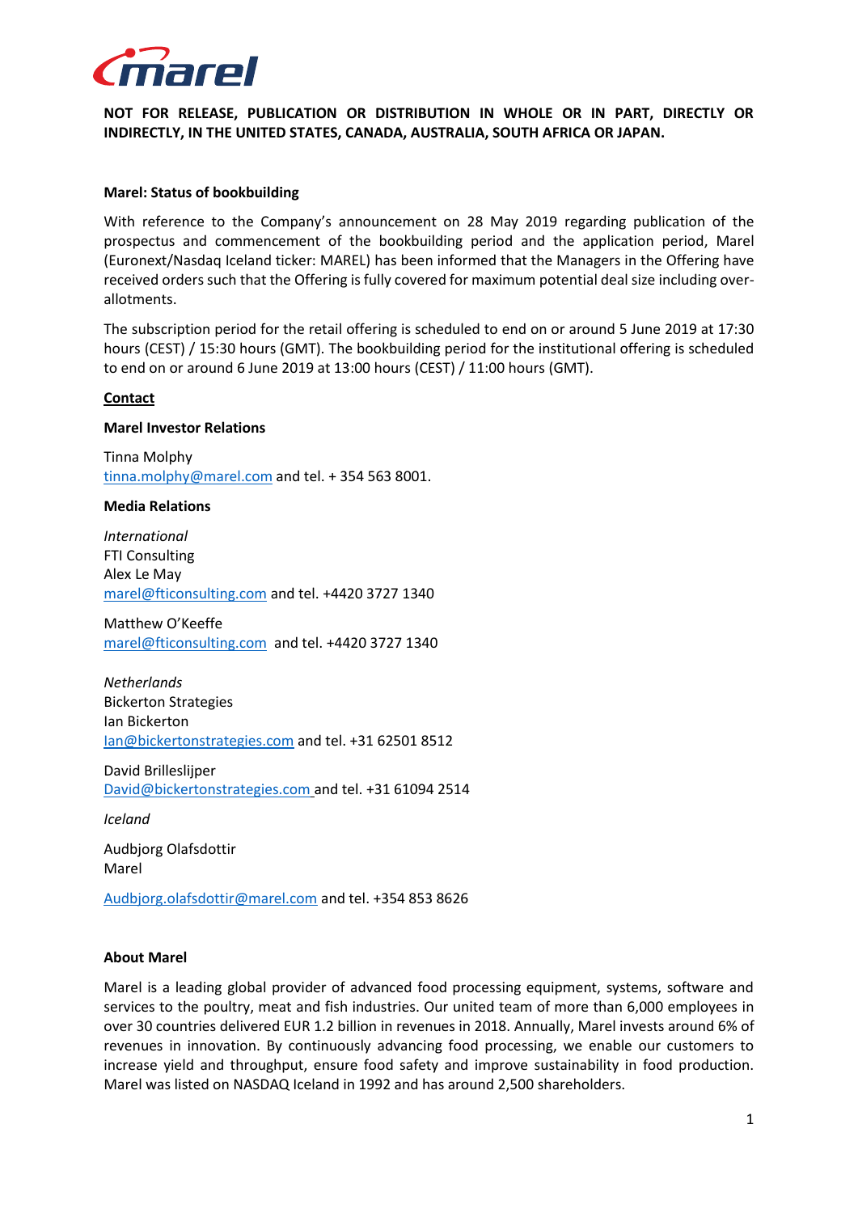**NOT FOR RELEASE, PUBLICATION OR DISTRIBUTION IN WHOLE OR IN PART, DIRECTLY OR INDIRECTLY, IN THE UNITED STATES, CANADA, AUSTRALIA, SOUTH AFRICA OR JAPAN.**

**Marel: Status of bookbuilding**

With reference to the Company's announcement on 28 May 2019 regarding publication of the prospectus and commencement of the bookbuilding period and the application period, Marel (Euronext/Nasdaq Iceland ticker: MAREL) has been informed that the Managers in the Offering have received orders such that the Offering is fully covered for maximum potential deal size including over-allotments.

The subscription period for the retail offering is scheduled to end on or around 5 June 2019 at 17:30 hours (CEST) / 15:30 hours (GMT). The bookbuilding period for the institutional offering is scheduled to end on or around 6 June 2019 at 13:00 hours (CEST) / 11:00 hours (GMT).

**Contact**

**Marel Investor Relations**

Tinna Molphy
tinna.molphy@marel.com and tel. + 354 563 8001.

**Media Relations**

*International*
FTI Consulting
Alex Le May
marel@fticonsulting.com and tel. +4420 3727 1340

Matthew O'Keeffe
marel@fticonsulting.com and tel. +4420 3727 1340

*Netherlands*
Bickerton Strategies
Ian Bickerton
Ian@bickertonstrategies.com and tel. +31 62501 8512

David Brilleslijper
David@bickertonstrategies.com and tel. +31 61094 2514

*Iceland*

Audbjorg Olafsdottir
Marel

Audbjorg.olafsdottir@marel.com and tel. +354 853 8626

**About Marel**

Marel is a leading global provider of advanced food processing equipment, systems, software and services to the poultry, meat and fish industries. Our united team of more than 6,000 employees in over 30 countries delivered EUR 1.2 billion in revenues in 2018. Annually, Marel invests around 6% of revenues in innovation. By continuously advancing food processing, we enable our customers to increase yield and throughput, ensure food safety and improve sustainability in food production. Marel was listed on NASDAQ Iceland in 1992 and has around 2,500 shareholders.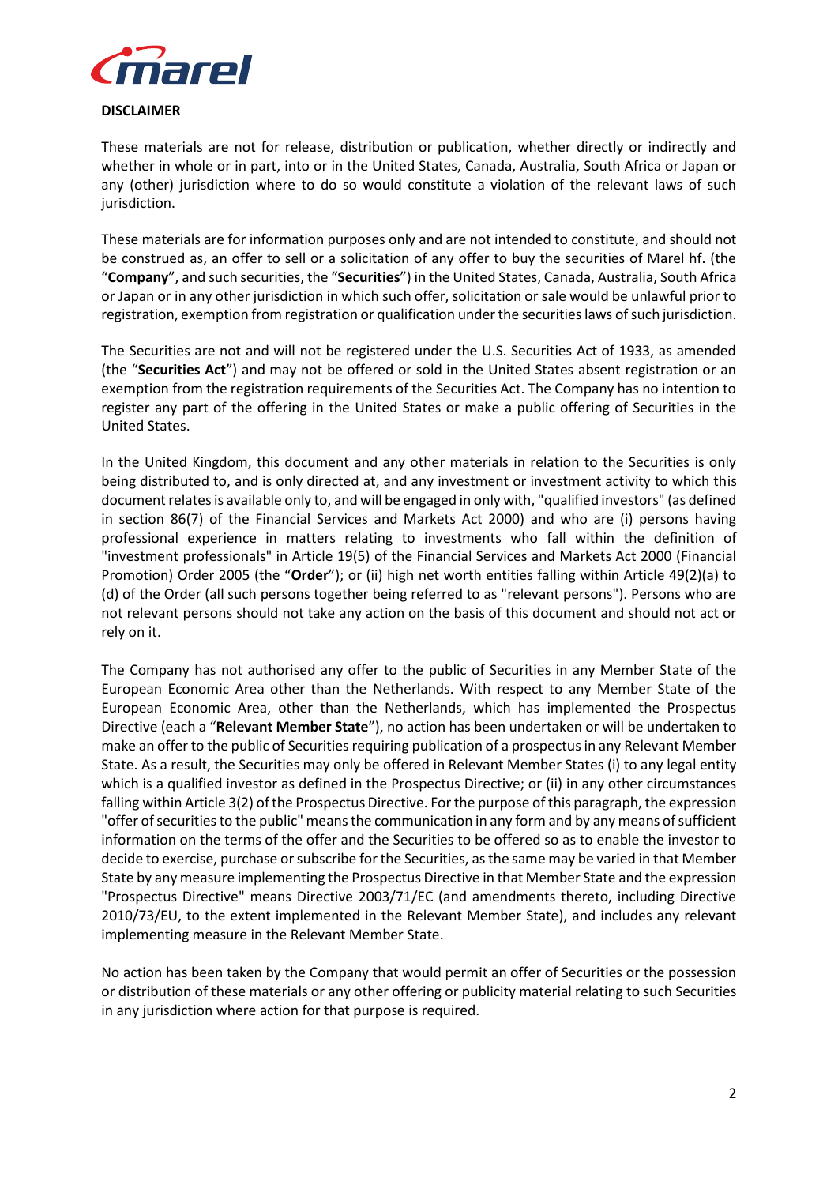**DISCLAIMER**

These materials are not for release, distribution or publication, whether directly or indirectly and whether in whole or in part, into or in the United States, Canada, Australia, South Africa or Japan or any (other) jurisdiction where to do so would constitute a violation of the relevant laws of such jurisdiction.

These materials are for information purposes only and are not intended to constitute, and should not be construed as, an offer to sell or a solicitation of any offer to buy the securities of Marel hf. (the "**Company**", and such securities, the "**Securities**") in the United States, Canada, Australia, South Africa or Japan or in any other jurisdiction in which such offer, solicitation or sale would be unlawful prior to registration, exemption from registration or qualification under the securities laws of such jurisdiction.

The Securities are not and will not be registered under the U.S. Securities Act of 1933, as amended (the "**Securities Act**") and may not be offered or sold in the United States absent registration or an exemption from the registration requirements of the Securities Act. The Company has no intention to register any part of the offering in the United States or make a public offering of Securities in the United States.

In the United Kingdom, this document and any other materials in relation to the Securities is only being distributed to, and is only directed at, and any investment or investment activity to which this document relates is available only to, and will be engaged in only with, "qualified investors" (as defined in section 86(7) of the Financial Services and Markets Act 2000) and who are (i) persons having professional experience in matters relating to investments who fall within the definition of "investment professionals" in Article 19(5) of the Financial Services and Markets Act 2000 (Financial Promotion) Order 2005 (the "**Order**"); or (ii) high net worth entities falling within Article 49(2)(a) to (d) of the Order (all such persons together being referred to as "relevant persons"). Persons who are not relevant persons should not take any action on the basis of this document and should not act or rely on it.

The Company has not authorised any offer to the public of Securities in any Member State of the European Economic Area other than the Netherlands. With respect to any Member State of the European Economic Area, other than the Netherlands, which has implemented the Prospectus Directive (each a "**Relevant Member State**"), no action has been undertaken or will be undertaken to make an offer to the public of Securities requiring publication of a prospectus in any Relevant Member State. As a result, the Securities may only be offered in Relevant Member States (i) to any legal entity which is a qualified investor as defined in the Prospectus Directive; or (ii) in any other circumstances falling within Article 3(2) of the Prospectus Directive. For the purpose of this paragraph, the expression "offer of securities to the public" means the communication in any form and by any means of sufficient information on the terms of the offer and the Securities to be offered so as to enable the investor to decide to exercise, purchase or subscribe for the Securities, as the same may be varied in that Member State by any measure implementing the Prospectus Directive in that Member State and the expression "Prospectus Directive" means Directive 2003/71/EC (and amendments thereto, including Directive 2010/73/EU, to the extent implemented in the Relevant Member State), and includes any relevant implementing measure in the Relevant Member State.

No action has been taken by the Company that would permit an offer of Securities or the possession or distribution of these materials or any other offering or publicity material relating to such Securities in any jurisdiction where action for that purpose is required.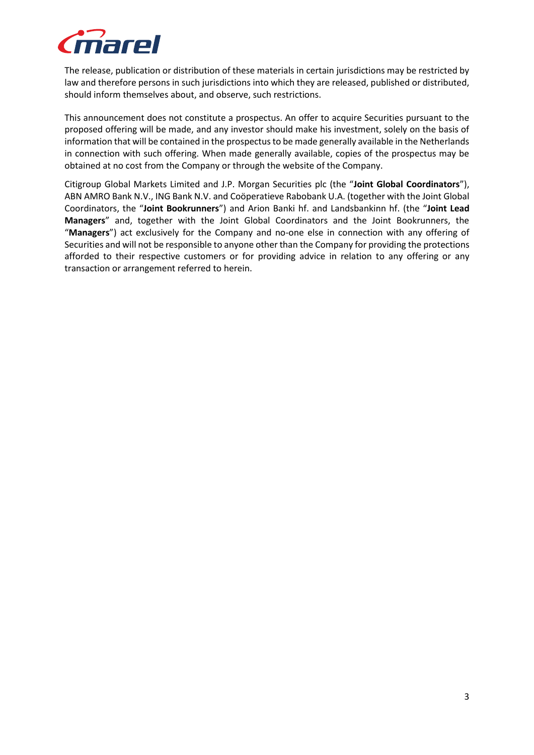The release, publication or distribution of these materials in certain jurisdictions may be restricted by law and therefore persons in such jurisdictions into which they are released, published or distributed, should inform themselves about, and observe, such restrictions.

This announcement does not constitute a prospectus. An offer to acquire Securities pursuant to the proposed offering will be made, and any investor should make his investment, solely on the basis of information that will be contained in the prospectus to be made generally available in the Netherlands in connection with such offering. When made generally available, copies of the prospectus may be obtained at no cost from the Company or through the website of the Company.

Citigroup Global Markets Limited and J.P. Morgan Securities plc (the "**Joint Global Coordinators**"), ABN AMRO Bank N.V., ING Bank N.V. and Coöperatieve Rabobank U.A. (together with the Joint Global Coordinators, the "**Joint Bookrunners**") and Arion Banki hf. and Landsbankinn hf. (the "**Joint Lead Managers**" and, together with the Joint Global Coordinators and the Joint Bookrunners, the "**Managers**") act exclusively for the Company and no-one else in connection with any offering of Securities and will not be responsible to anyone other than the Company for providing the protections afforded to their respective customers or for providing advice in relation to any offering or any transaction or arrangement referred to herein.